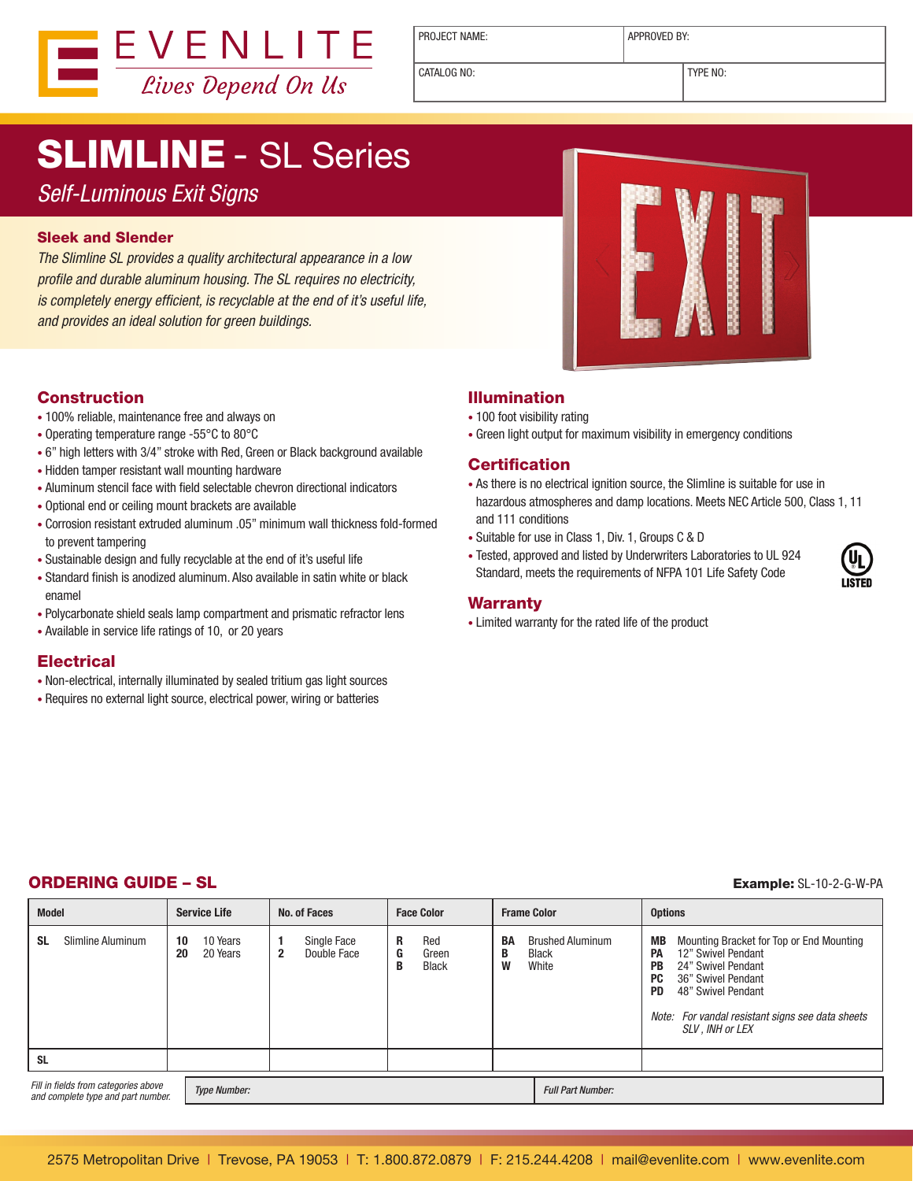# EVENLITE

*Lives Depend On Us*

| PROJECT NAME: | APPROVED BY: |
|---|---|
| CATALOG NO: | TYPE NO: |

# SLIMLINE - SL Series

*Self-Luminous Exit Signs*

### Sleek and Slender

*The Slimline SL provides a quality architectural appearance in a low profile and durable aluminum housing. The SL requires no electricity, is completely energy efficient, is recyclable at the end of it's useful life, and provides an ideal solution for green buildings.*

## Construction

- 100% reliable, maintenance free and always on
- Operating temperature range -55°C to 80°C
- 6" high letters with 3/4" stroke with Red, Green or Black background available
- Hidden tamper resistant wall mounting hardware
- Aluminum stencil face with field selectable chevron directional indicators
- Optional end or ceiling mount brackets are available
- Corrosion resistant extruded aluminum .05" minimum wall thickness fold-formed to prevent tampering
- Sustainable design and fully recyclable at the end of it's useful life
- Standard finish is anodized aluminum. Also available in satin white or black enamel
- Polycarbonate shield seals lamp compartment and prismatic refractor lens
- Available in service life ratings of 10, or 20 years

## Electrical

- Non-electrical, internally illuminated by sealed tritium gas light sources
- Requires no external light source, electrical power, wiring or batteries

## Illumination

- 100 foot visibility rating
- Green light output for maximum visibility in emergency conditions

## Certification

- As there is no electrical ignition source, the Slimline is suitable for use in hazardous atmospheres and damp locations. Meets NEC Article 500, Class 1, 11 and 111 conditions
- Suitable for use in Class 1, Div. 1, Groups C & D
- Tested, approved and listed by Underwriters Laboratories to UL 924 Standard, meets the requirements of NFPA 101 Life Safety Code

UL LISTED

## Warranty

- Limited warranty for the rated life of the product

## ORDERING GUIDE – SL

**Example:** SL-10-2-G-W-PA

| Model | Service Life | No. of Faces | Face Color | Frame Color | Options |
|---|---|---|---|---|---|
| **SL** Slimline Aluminum | **10** 10 Years<br>**20** 20 Years | **1** Single Face<br>**2** Double Face | **R** Red<br>**G** Green<br>**B** Black | **BA** Brushed Aluminum<br>**B** Black<br>**W** White | **MB** Mounting Bracket for Top or End Mounting<br>**PA** 12" Swivel Pendant<br>**PB** 24" Swivel Pendant<br>**PC** 36" Swivel Pendant<br>**PD** 48" Swivel Pendant<br><br>*Note: For vandal resistant signs see data sheets SLV , INH or LEX* |
| **SL** | | | | | |

*Fill in fields from categories above and complete type and part number.*

| *Type Number:* | *Full Part Number:* |
|---|---|

2575 Metropolitan Drive | Trevose, PA 19053 | T: 1.800.872.0879 | F: 215.244.4208 | mail@evenlite.com | www.evenlite.com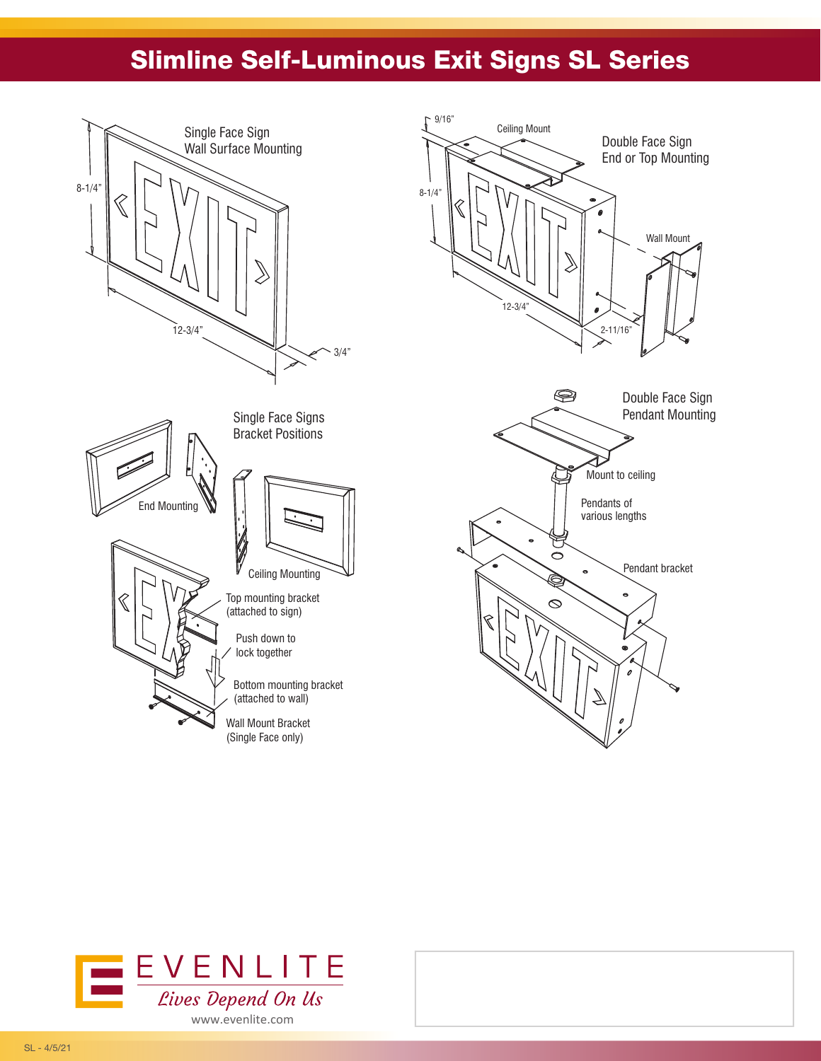# Slimline Self-Luminous Exit Signs SL Series

Single Face Sign
Wall Surface Mounting

8-1/4"
12-3/4"
3/4"
EXIT

9/16"
Ceiling Mount
Double Face Sign
End or Top Mounting

8-1/4"
12-3/4"
2-11/16"
Wall Mount
EXIT

Single Face Signs
Bracket Positions

End Mounting
Ceiling Mounting
Top mounting bracket
(attached to sign)
Push down to
lock together
Bottom mounting bracket
(attached to wall)
Wall Mount Bracket
(Single Face only)

Double Face Sign
Pendant Mounting

Mount to ceiling
Pendants of
various lengths
Pendant bracket

EVENLITE
*Lives Depend On Us*
www.evenlite.com

SL - 4/5/21